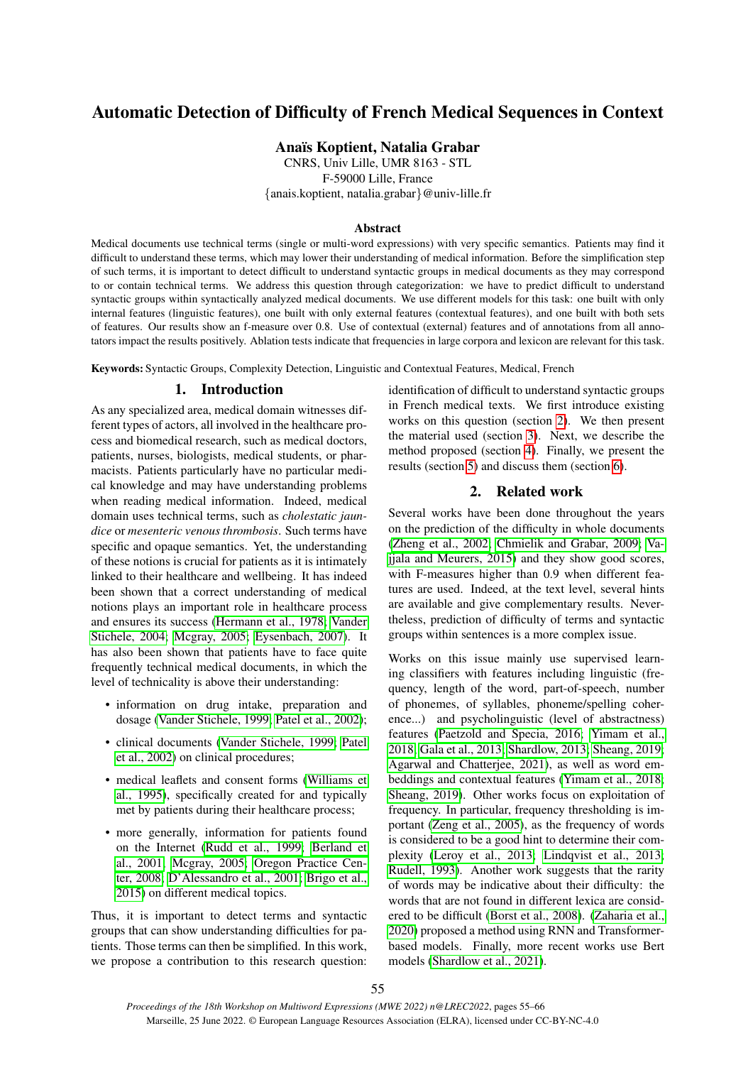# Automatic Detection of Difficulty of French Medical Sequences in Context

**Anaïs Koptient, Natalia Grabar**

CNRS, Univ Lille, UMR 8163 - STL
F-59000 Lille, France
{anais.koptient, natalia.grabar}@univ-lille.fr

### Abstract

Medical documents use technical terms (single or multi-word expressions) with very specific semantics. Patients may find it difficult to understand these terms, which may lower their understanding of medical information. Before the simplification step of such terms, it is important to detect difficult to understand syntactic groups in medical documents as they may correspond to or contain technical terms. We address this question through categorization: we have to predict difficult to understand syntactic groups within syntactically analyzed medical documents. We use different models for this task: one built with only internal features (linguistic features), one built with only external features (contextual features), and one built with both sets of features. Our results show an f-measure over 0.8. Use of contextual (external) features and of annotations from all annotators impact the results positively. Ablation tests indicate that frequencies in large corpora and lexicon are relevant for this task.

**Keywords:** Syntactic Groups, Complexity Detection, Linguistic and Contextual Features, Medical, French

## 1. Introduction

As any specialized area, medical domain witnesses different types of actors, all involved in the healthcare process and biomedical research, such as medical doctors, patients, nurses, biologists, medical students, or pharmacists. Patients particularly have no particular medical knowledge and may have understanding problems when reading medical information. Indeed, medical domain uses technical terms, such as *cholestatic jaundice* or *mesenteric venous thrombosis*. Such terms have specific and opaque semantics. Yet, the understanding of these notions is crucial for patients as it is intimately linked to their healthcare and wellbeing. It has indeed been shown that a correct understanding of medical notions plays an important role in healthcare process and ensures its success (Hermann et al., 1978; Vander Stichele, 2004; Mcgray, 2005; Eysenbach, 2007). It has also been shown that patients have to face quite frequently technical medical documents, in which the level of technicality is above their understanding:

- information on drug intake, preparation and dosage (Vander Stichele, 1999; Patel et al., 2002);
- clinical documents (Vander Stichele, 1999; Patel et al., 2002) on clinical procedures;
- medical leaflets and consent forms (Williams et al., 1995), specifically created for and typically met by patients during their healthcare process;
- more generally, information for patients found on the Internet (Rudd et al., 1999; Berland et al., 2001; Mcgray, 2005; Oregon Practice Center, 2008; D'Alessandro et al., 2001; Brigo et al., 2015) on different medical topics.

Thus, it is important to detect terms and syntactic groups that can show understanding difficulties for patients. Those terms can then be simplified. In this work, we propose a contribution to this research question: identification of difficult to understand syntactic groups in French medical texts. We first introduce existing works on this question (section 2). We then present the material used (section 3). Next, we describe the method proposed (section 4). Finally, we present the results (section 5) and discuss them (section 6).

## 2. Related work

Several works have been done throughout the years on the prediction of the difficulty in whole documents (Zheng et al., 2002; Chmielik and Grabar, 2009; Vajjala and Meurers, 2015) and they show good scores, with F-measures higher than 0.9 when different features are used. Indeed, at the text level, several hints are available and give complementary results. Nevertheless, prediction of difficulty of terms and syntactic groups within sentences is a more complex issue.

Works on this issue mainly use supervised learning classifiers with features including linguistic (frequency, length of the word, part-of-speech, number of phonemes, of syllables, phoneme/spelling coherence...) and psycholinguistic (level of abstractness) features (Paetzold and Specia, 2016; Yimam et al., 2018; Gala et al., 2013; Shardlow, 2013; Sheang, 2019; Agarwal and Chatterjee, 2021), as well as word embeddings and contextual features (Yimam et al., 2018; Sheang, 2019). Other works focus on exploitation of frequency. In particular, frequency thresholding is important (Zeng et al., 2005), as the frequency of words is considered to be a good hint to determine their complexity (Leroy et al., 2013; Lindqvist et al., 2013; Rudell, 1993). Another work suggests that the rarity of words may be indicative about their difficulty: the words that are not found in different lexica are considered to be difficult (Borst et al., 2008). (Zaharia et al., 2020) proposed a method using RNN and Transformer-based models. Finally, more recent works use Bert models (Shardlow et al., 2021).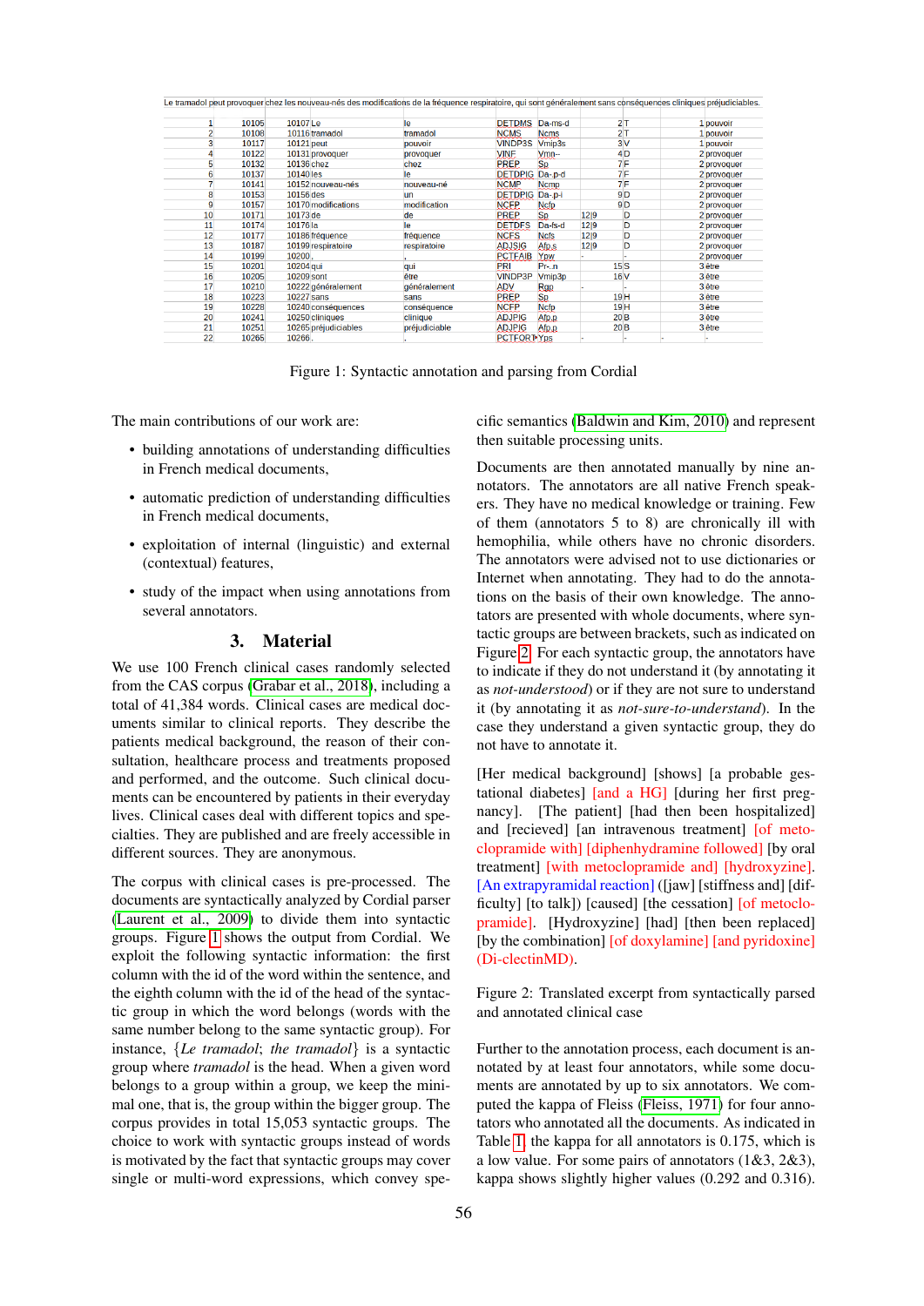| Le tramadol peut provoquer chez les nouveau-nés des modifications de la fréquence respiratoire, qui sont généralement sans conséquences cliniques préjudiciables. | | | | | | | | | | | |
|---|---|---|---|---|---|---|---|---|---|---|---|
| 1 | 10105 | 10107 | Le | le | DETDMS | Da-ms-d | | 2 | T | 1 | pouvoir |
| 2 | 10108 | 10116 | tramadol | tramadol | NCMS | Ncms | | 2 | T | 1 | pouvoir |
| 3 | 10117 | 10121 | peut | pouvoir | VINDP3S | Vmip3s | | 3 | V | 1 | pouvoir |
| 4 | 10122 | 10131 | provoquer | provoquer | VINF | Vmn-- | | 4 | D | 2 | provoquer |
| 5 | 10132 | 10136 | chez | chez | PREP | Sp | | 7 | F | 2 | provoquer |
| 6 | 10137 | 10140 | les | le | DETDPIG | Da-p-d | | 7 | F | 2 | provoquer |
| 7 | 10141 | 10152 | nouveau-nés | nouveau-né | NCMP | Ncmp | | 7 | F | 2 | provoquer |
| 8 | 10153 | 10156 | des | un | DETDPIG | Da-p-i | | 9 | D | 2 | provoquer |
| 9 | 10157 | 10170 | modifications | modification | NCFP | Ncfp | | 9 | D | 2 | provoquer |
| 10 | 10171 | 10173 | de | de | PREP | Sp | 12\|9 | | D | 2 | provoquer |
| 11 | 10174 | 10176 | la | le | DETDFS | Da-fs-d | 12\|9 | | D | 2 | provoquer |
| 12 | 10177 | 10186 | fréquence | fréquence | NCFS | Ncfs | 12\|9 | | D | 2 | provoquer |
| 13 | 10187 | 10199 | respiratoire | respiratoire | ADJSIG | Afp.s | 12\|9 | | D | 2 | provoquer |
| 14 | 10199 | 10200 | , | , | PCTFAIB | Ypw | | | - | 2 | provoquer |
| 15 | 10201 | 10204 | qui | qui | PRI | Pr-.n | | 15 | S | 3 | être |
| 16 | 10205 | 10209 | sont | être | VINDP3P | Vmip3p | | 16 | V | 3 | être |
| 17 | 10210 | 10222 | généralement | généralement | ADV | Rgp | - | | - | 3 | être |
| 18 | 10223 | 10227 | sans | sans | PREP | Sp | | 19 | H | 3 | être |
| 19 | 10228 | 10240 | conséquences | conséquence | NCFP | Ncfp | | 19 | H | 3 | être |
| 20 | 10241 | 10250 | cliniques | clinique | ADJPIG | Afp.p | | 20 | B | 3 | être |
| 21 | 10251 | 10265 | préjudiciables | préjudiciable | ADJPIG | Afp.p | | 20 | B | 3 | être |
| 22 | 10265 | 10266 | . | . | PCTFORT | Yps | - | | - | - | - |

Figure 1: Syntactic annotation and parsing from Cordial

The main contributions of our work are:

- building annotations of understanding difficulties in French medical documents,
- automatic prediction of understanding difficulties in French medical documents,
- exploitation of internal (linguistic) and external (contextual) features,
- study of the impact when using annotations from several annotators.

## 3. Material

We use 100 French clinical cases randomly selected from the CAS corpus (Grabar et al., 2018), including a total of 41,384 words. Clinical cases are medical documents similar to clinical reports. They describe the patients medical background, the reason of their consultation, healthcare process and treatments proposed and performed, and the outcome. Such clinical documents can be encountered by patients in their everyday lives. Clinical cases deal with different topics and specialties. They are published and are freely accessible in different sources. They are anonymous.

The corpus with clinical cases is pre-processed. The documents are syntactically analyzed by Cordial parser (Laurent et al., 2009) to divide them into syntactic groups. Figure 1 shows the output from Cordial. We exploit the following syntactic information: the first column with the id of the word within the sentence, and the eighth column with the id of the head of the syntactic group in which the word belongs (words with the same number belong to the same syntactic group). For instance, {*Le tramadol*; *the tramadol*} is a syntactic group where *tramadol* is the head. When a given word belongs to a group within a group, we keep the minimal one, that is, the group within the bigger group. The corpus provides in total 15,053 syntactic groups. The choice to work with syntactic groups instead of words is motivated by the fact that syntactic groups may cover single or multi-word expressions, which convey specific semantics (Baldwin and Kim, 2010) and represent then suitable processing units.

Documents are then annotated manually by nine annotators. The annotators are all native French speakers. They have no medical knowledge or training. Few of them (annotators 5 to 8) are chronically ill with hemophilia, while others have no chronic disorders. The annotators were advised not to use dictionaries or Internet when annotating. They had to do the annotations on the basis of their own knowledge. The annotators are presented with whole documents, where syntactic groups are between brackets, such as indicated on Figure 2. For each syntactic group, the annotators have to indicate if they do not understand it (by annotating it as *not-understood*) or if they are not sure to understand it (by annotating it as *not-sure-to-understand*). In the case they understand a given syntactic group, they do not have to annotate it.

[Her medical background] [shows] [a probable gestational diabetes] [and a HG] [during her first pregnancy]. [The patient] [had then been hospitalized] and [recieved] [an intravenous treatment] [of metoclopramide with] [diphenhydramine followed] [by oral treatment] [with metoclopramide and] [hydroxyzine]. [An extrapyramidal reaction] ([jaw] [stiffness and] [difficulty] [to talk]) [caused] [the cessation] [of metoclopramide]. [Hydroxyzine] [had] [then been replaced] [by the combination] [of doxylamine] [and pyridoxine] (Di-clectinMD).

Figure 2: Translated excerpt from syntactically parsed and annotated clinical case

Further to the annotation process, each document is annotated by at least four annotators, while some documents are annotated by up to six annotators. We computed the kappa of Fleiss (Fleiss, 1971) for four annotators who annotated all the documents. As indicated in Table 1, the kappa for all annotators is 0.175, which is a low value. For some pairs of annotators (1&3, 2&3), kappa shows slightly higher values (0.292 and 0.316).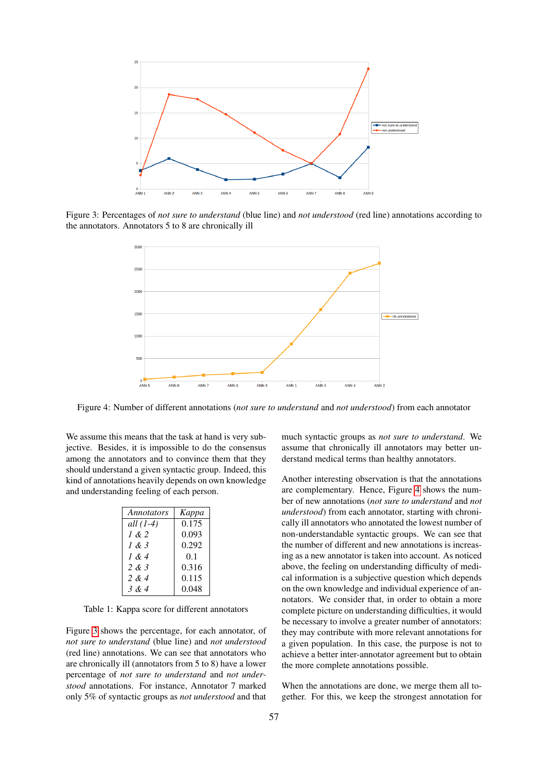Figure 3: Percentages of *not sure to understand* (blue line) and *not understood* (red line) annotations according to the annotators. Annotators 5 to 8 are chronically ill

Figure 4: Number of different annotations (*not sure to understand* and *not understood*) from each annotator

We assume this means that the task at hand is very subjective. Besides, it is impossible to do the consensus among the annotators and to convince them that they should understand a given syntactic group. Indeed, this kind of annotations heavily depends on own knowledge and understanding feeling of each person.

| *Annotators* | *Kappa* |
|---|---|
| *all (1-4)* | 0.175 |
| *1 & 2* | 0.093 |
| *1 & 3* | 0.292 |
| *1 & 4* | 0.1 |
| *2 & 3* | 0.316 |
| *2 & 4* | 0.115 |
| *3 & 4* | 0.048 |

Table 1: Kappa score for different annotators

Figure 3 shows the percentage, for each annotator, of *not sure to understand* (blue line) and *not understood* (red line) annotations. We can see that annotators who are chronically ill (annotators from 5 to 8) have a lower percentage of *not sure to understand* and *not understood* annotations. For instance, Annotator 7 marked only 5% of syntactic groups as *not understood* and that much syntactic groups as *not sure to understand*. We assume that chronically ill annotators may better understand medical terms than healthy annotators.

Another interesting observation is that the annotations are complementary. Hence, Figure 4 shows the number of new annotations (*not sure to understand* and *not understood*) from each annotator, starting with chronically ill annotators who annotated the lowest number of non-understandable syntactic groups. We can see that the number of different and new annotations is increasing as a new annotator is taken into account. As noticed above, the feeling on understanding difficulty of medical information is a subjective question which depends on the own knowledge and individual experience of annotators. We consider that, in order to obtain a more complete picture on understanding difficulties, it would be necessary to involve a greater number of annotators: they may contribute with more relevant annotations for a given population. In this case, the purpose is not to achieve a better inter-annotator agreement but to obtain the more complete annotations possible.

When the annotations are done, we merge them all together. For this, we keep the strongest annotation for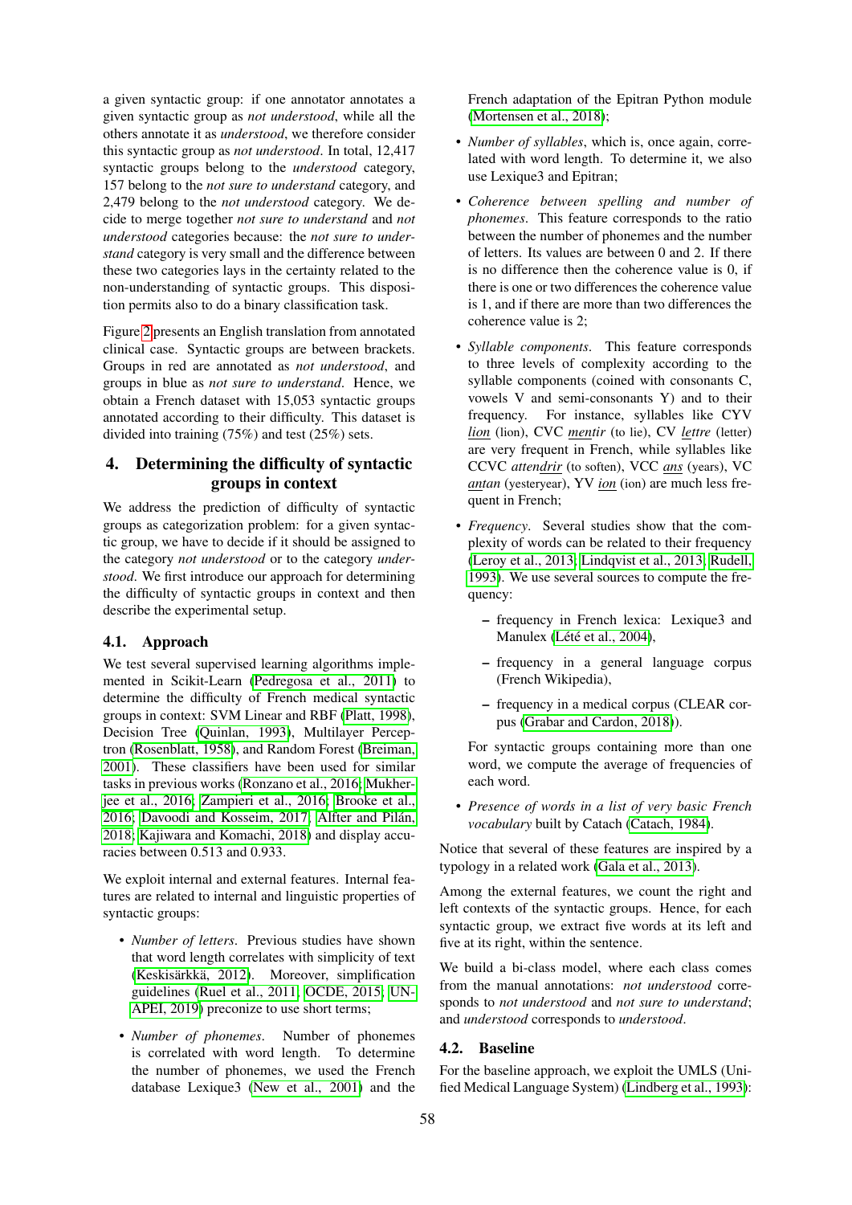a given syntactic group: if one annotator annotates a given syntactic group as *not understood*, while all the others annotate it as *understood*, we therefore consider this syntactic group as *not understood*. In total, 12,417 syntactic groups belong to the *understood* category, 157 belong to the *not sure to understand* category, and 2,479 belong to the *not understood* category. We decide to merge together *not sure to understand* and *not understood* categories because: the *not sure to understand* category is very small and the difference between these two categories lays in the certainty related to the non-understanding of syntactic groups. This disposition permits also to do a binary classification task.

Figure 2 presents an English translation from annotated clinical case. Syntactic groups are between brackets. Groups in red are annotated as *not understood*, and groups in blue as *not sure to understand*. Hence, we obtain a French dataset with 15,053 syntactic groups annotated according to their difficulty. This dataset is divided into training (75%) and test (25%) sets.

## 4. Determining the difficulty of syntactic groups in context

We address the prediction of difficulty of syntactic groups as categorization problem: for a given syntactic group, we have to decide if it should be assigned to the category *not understood* or to the category *understood*. We first introduce our approach for determining the difficulty of syntactic groups in context and then describe the experimental setup.

### 4.1. Approach

We test several supervised learning algorithms implemented in Scikit-Learn (Pedregosa et al., 2011) to determine the difficulty of French medical syntactic groups in context: SVM Linear and RBF (Platt, 1998), Decision Tree (Quinlan, 1993), Multilayer Perceptron (Rosenblatt, 1958), and Random Forest (Breiman, 2001). These classifiers have been used for similar tasks in previous works (Ronzano et al., 2016; Mukherjee et al., 2016; Zampieri et al., 2016; Brooke et al., 2016; Davoodi and Kosseim, 2017; Alfter and Pilán, 2018; Kajiwara and Komachi, 2018) and display accuracies between 0.513 and 0.933.

We exploit internal and external features. Internal features are related to internal and linguistic properties of syntactic groups:

- *Number of letters*. Previous studies have shown that word length correlates with simplicity of text (Keskisärkkä, 2012). Moreover, simplification guidelines (Ruel et al., 2011; OCDE, 2015; UNAPEI, 2019) preconize to use short terms;
- *Number of phonemes*. Number of phonemes is correlated with word length. To determine the number of phonemes, we used the French database Lexique3 (New et al., 2001) and the French adaptation of the Epitran Python module (Mortensen et al., 2018);
- *Number of syllables*, which is, once again, correlated with word length. To determine it, we also use Lexique3 and Epitran;
- *Coherence between spelling and number of phonemes*. This feature corresponds to the ratio between the number of phonemes and the number of letters. Its values are between 0 and 2. If there is no difference then the coherence value is 0, if there is one or two differences the coherence value is 1, and if there are more than two differences the coherence value is 2;
- *Syllable components*. This feature corresponds to three levels of complexity according to the syllable components (coined with consonants C, vowels V and semi-consonants Y) and to their frequency. For instance, syllables like CYV ***lion*** (lion), CVC ***men****tir* (to lie), CV ***le****ttre* (letter) are very frequent in French, while syllables like CCVC *a****ttendr****ir* (to soften), VCC ***ans*** (years), VC ***an****tan* (yesteryear), YV ***ion*** (ion) are much less frequent in French;
- *Frequency*. Several studies show that the complexity of words can be related to their frequency (Leroy et al., 2013; Lindqvist et al., 2013; Rudell, 1993). We use several sources to compute the frequency:
  - frequency in French lexica: Lexique3 and Manulex (Lété et al., 2004),
  - frequency in a general language corpus (French Wikipedia),
  - frequency in a medical corpus (CLEAR corpus (Grabar and Cardon, 2018)).

  For syntactic groups containing more than one word, we compute the average of frequencies of each word.
- *Presence of words in a list of very basic French vocabulary* built by Catach (Catach, 1984).

Notice that several of these features are inspired by a typology in a related work (Gala et al., 2013).

Among the external features, we count the right and left contexts of the syntactic groups. Hence, for each syntactic group, we extract five words at its left and five at its right, within the sentence.

We build a bi-class model, where each class comes from the manual annotations: *not understood* corresponds to *not understood* and *not sure to understand*; and *understood* corresponds to *understood*.

### 4.2. Baseline

For the baseline approach, we exploit the UMLS (Unified Medical Language System) (Lindberg et al., 1993):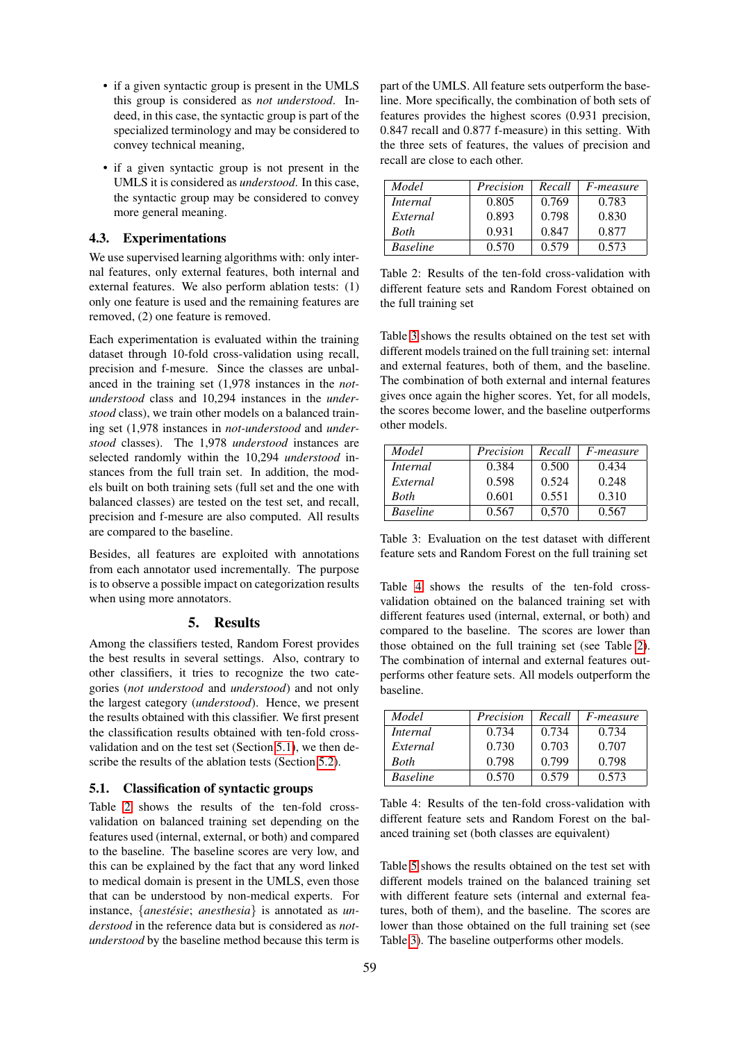- if a given syntactic group is present in the UMLS this group is considered as *not understood*. Indeed, in this case, the syntactic group is part of the specialized terminology and may be considered to convey technical meaning,
- if a given syntactic group is not present in the UMLS it is considered as *understood*. In this case, the syntactic group may be considered to convey more general meaning.

### 4.3. Experimentations

We use supervised learning algorithms with: only internal features, only external features, both internal and external features. We also perform ablation tests: (1) only one feature is used and the remaining features are removed, (2) one feature is removed.

Each experimentation is evaluated within the training dataset through 10-fold cross-validation using recall, precision and f-mesure. Since the classes are unbalanced in the training set (1,978 instances in the *not-understood* class and 10,294 instances in the *understood* class), we train other models on a balanced training set (1,978 instances in *not-understood* and *understood* classes). The 1,978 *understood* instances are selected randomly within the 10,294 *understood* instances from the full train set. In addition, the models built on both training sets (full set and the one with balanced classes) are tested on the test set, and recall, precision and f-mesure are also computed. All results are compared to the baseline.

Besides, all features are exploited with annotations from each annotator used incrementally. The purpose is to observe a possible impact on categorization results when using more annotators.

## 5. Results

Among the classifiers tested, Random Forest provides the best results in several settings. Also, contrary to other classifiers, it tries to recognize the two categories (*not understood* and *understood*) and not only the largest category (*understood*). Hence, we present the results obtained with this classifier. We first present the classification results obtained with ten-fold cross-validation and on the test set (Section 5.1), we then describe the results of the ablation tests (Section 5.2).

### 5.1. Classification of syntactic groups

Table 2 shows the results of the ten-fold cross-validation on balanced training set depending on the features used (internal, external, or both) and compared to the baseline. The baseline scores are very low, and this can be explained by the fact that any word linked to medical domain is present in the UMLS, even those that can be understood by non-medical experts. For instance, {*anestésie*; *anesthesia*} is annotated as *understood* in the reference data but is considered as *not-understood* by the baseline method because this term is part of the UMLS. All feature sets outperform the baseline. More specifically, the combination of both sets of features provides the highest scores (0.931 precision, 0.847 recall and 0.877 f-measure) in this setting. With the three sets of features, the values of precision and recall are close to each other.

| *Model* | *Precision* | *Recall* | *F-measure* |
|---|---|---|---|
| *Internal* | 0.805 | 0.769 | 0.783 |
| *External* | 0.893 | 0.798 | 0.830 |
| *Both* | 0.931 | 0.847 | 0.877 |
| *Baseline* | 0.570 | 0.579 | 0.573 |

Table 2: Results of the ten-fold cross-validation with different feature sets and Random Forest obtained on the full training set

Table 3 shows the results obtained on the test set with different models trained on the full training set: internal and external features, both of them, and the baseline. The combination of both external and internal features gives once again the higher scores. Yet, for all models, the scores become lower, and the baseline outperforms other models.

| *Model* | *Precision* | *Recall* | *F-measure* |
|---|---|---|---|
| *Internal* | 0.384 | 0.500 | 0.434 |
| *External* | 0.598 | 0.524 | 0.248 |
| *Both* | 0.601 | 0.551 | 0.310 |
| *Baseline* | 0.567 | 0,570 | 0.567 |

Table 3: Evaluation on the test dataset with different feature sets and Random Forest on the full training set

Table 4 shows the results of the ten-fold cross-validation obtained on the balanced training set with different features used (internal, external, or both) and compared to the baseline. The scores are lower than those obtained on the full training set (see Table 2). The combination of internal and external features outperforms other feature sets. All models outperform the baseline.

| *Model* | *Precision* | *Recall* | *F-measure* |
|---|---|---|---|
| *Internal* | 0.734 | 0.734 | 0.734 |
| *External* | 0.730 | 0.703 | 0.707 |
| *Both* | 0.798 | 0.799 | 0.798 |
| *Baseline* | 0.570 | 0.579 | 0.573 |

Table 4: Results of the ten-fold cross-validation with different feature sets and Random Forest on the balanced training set (both classes are equivalent)

Table 5 shows the results obtained on the test set with different models trained on the balanced training set with different feature sets (internal and external features, both of them), and the baseline. The scores are lower than those obtained on the full training set (see Table 3). The baseline outperforms other models.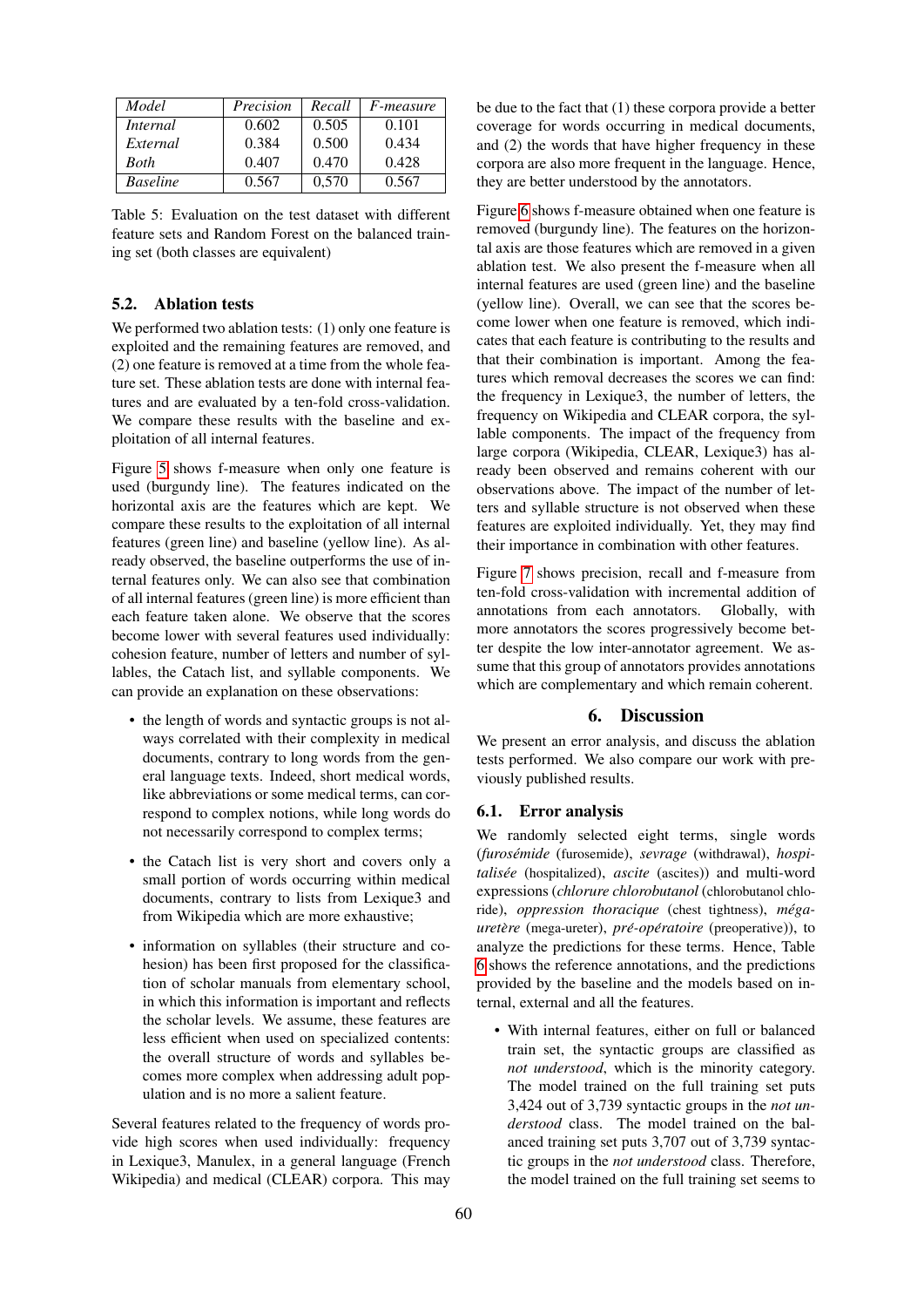| *Model* | *Precision* | *Recall* | *F-measure* |
|---|---|---|---|
| *Internal* | 0.602 | 0.505 | 0.101 |
| *External* | 0.384 | 0.500 | 0.434 |
| *Both* | 0.407 | 0.470 | 0.428 |
| *Baseline* | 0.567 | 0,570 | 0.567 |

Table 5: Evaluation on the test dataset with different feature sets and Random Forest on the balanced training set (both classes are equivalent)

### 5.2. Ablation tests

We performed two ablation tests: (1) only one feature is exploited and the remaining features are removed, and (2) one feature is removed at a time from the whole feature set. These ablation tests are done with internal features and are evaluated by a ten-fold cross-validation. We compare these results with the baseline and exploitation of all internal features.

Figure 5 shows f-measure when only one feature is used (burgundy line). The features indicated on the horizontal axis are the features which are kept. We compare these results to the exploitation of all internal features (green line) and baseline (yellow line). As already observed, the baseline outperforms the use of internal features only. We can also see that combination of all internal features (green line) is more efficient than each feature taken alone. We observe that the scores become lower with several features used individually: cohesion feature, number of letters and number of syllables, the Catach list, and syllable components. We can provide an explanation on these observations:

- the length of words and syntactic groups is not always correlated with their complexity in medical documents, contrary to long words from the general language texts. Indeed, short medical words, like abbreviations or some medical terms, can correspond to complex notions, while long words do not necessarily correspond to complex terms;
- the Catach list is very short and covers only a small portion of words occurring within medical documents, contrary to lists from Lexique3 and from Wikipedia which are more exhaustive;
- information on syllables (their structure and cohesion) has been first proposed for the classification of scholar manuals from elementary school, in which this information is important and reflects the scholar levels. We assume, these features are less efficient when used on specialized contents: the overall structure of words and syllables becomes more complex when addressing adult population and is no more a salient feature.

Several features related to the frequency of words provide high scores when used individually: frequency in Lexique3, Manulex, in a general language (French Wikipedia) and medical (CLEAR) corpora. This may be due to the fact that (1) these corpora provide a better coverage for words occurring in medical documents, and (2) the words that have higher frequency in these corpora are also more frequent in the language. Hence, they are better understood by the annotators.

Figure 6 shows f-measure obtained when one feature is removed (burgundy line). The features on the horizontal axis are those features which are removed in a given ablation test. We also present the f-measure when all internal features are used (green line) and the baseline (yellow line). Overall, we can see that the scores become lower when one feature is removed, which indicates that each feature is contributing to the results and that their combination is important. Among the features which removal decreases the scores we can find: the frequency in Lexique3, the number of letters, the frequency on Wikipedia and CLEAR corpora, the syllable components. The impact of the frequency from large corpora (Wikipedia, CLEAR, Lexique3) has already been observed and remains coherent with our observations above. The impact of the number of letters and syllable structure is not observed when these features are exploited individually. Yet, they may find their importance in combination with other features.

Figure 7 shows precision, recall and f-measure from ten-fold cross-validation with incremental addition of annotations from each annotators. Globally, with more annotators the scores progressively become better despite the low inter-annotator agreement. We assume that this group of annotators provides annotations which are complementary and which remain coherent.

## 6. Discussion

We present an error analysis, and discuss the ablation tests performed. We also compare our work with previously published results.

### 6.1. Error analysis

We randomly selected eight terms, single words (*furosémide* (furosemide), *sevrage* (withdrawal), *hospitalisée* (hospitalized), *ascite* (ascites)) and multi-word expressions (*chlorure chlorobutanol* (chlorobutanol chloride), *oppression thoracique* (chest tightness), *méga-uretère* (mega-ureter), *pré-opératoire* (preoperative)), to analyze the predictions for these terms. Hence, Table 6 shows the reference annotations, and the predictions provided by the baseline and the models based on internal, external and all the features.

- With internal features, either on full or balanced train set, the syntactic groups are classified as *not understood*, which is the minority category. The model trained on the full training set puts 3,424 out of 3,739 syntactic groups in the *not understood* class. The model trained on the balanced training set puts 3,707 out of 3,739 syntactic groups in the *not understood* class. Therefore, the model trained on the full training set seems to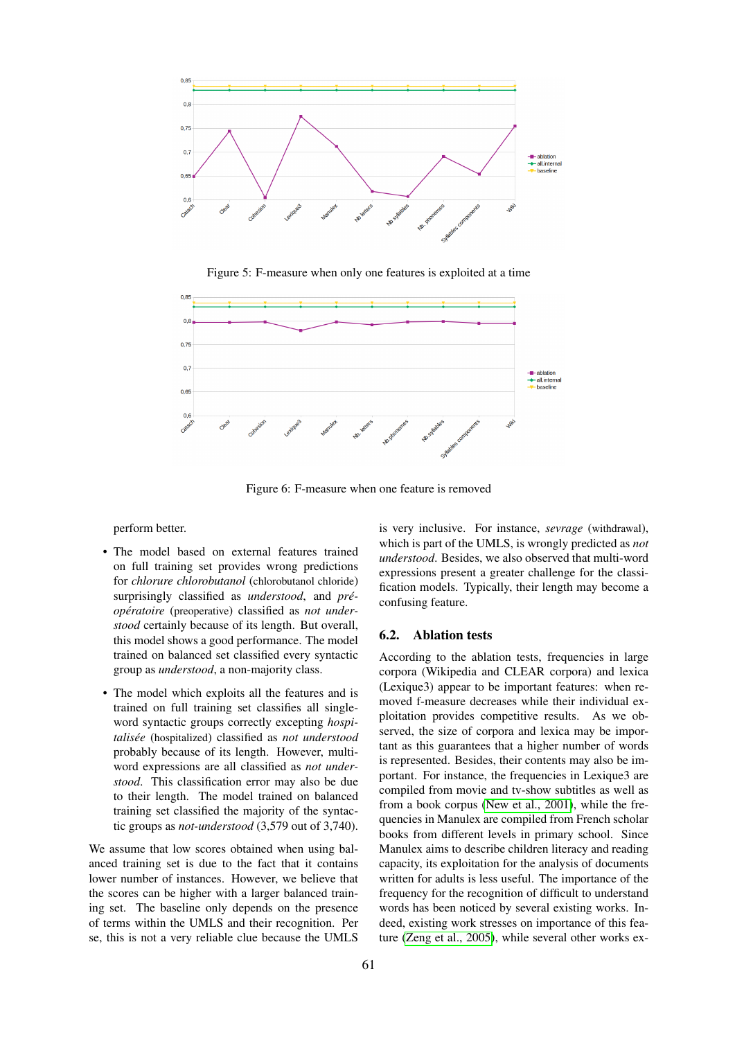Figure 5: F-measure when only one features is exploited at a time

Figure 6: F-measure when one feature is removed

perform better.

- The model based on external features trained on full training set provides wrong predictions for *chlorure chlorobutanol* (chlorobutanol chloride) surprisingly classified as *understood*, and *préopératoire* (preoperative) classified as *not understood* certainly because of its length. But overall, this model shows a good performance. The model trained on balanced set classified every syntactic group as *understood*, a non-majority class.
- The model which exploits all the features and is trained on full training set classifies all single-word syntactic groups correctly excepting *hospitalisée* (hospitalized) classified as *not understood* probably because of its length. However, multi-word expressions are all classified as *not understood*. This classification error may also be due to their length. The model trained on balanced training set classified the majority of the syntactic groups as *not-understood* (3,579 out of 3,740).

We assume that low scores obtained when using balanced training set is due to the fact that it contains lower number of instances. However, we believe that the scores can be higher with a larger balanced training set. The baseline only depends on the presence of terms within the UMLS and their recognition. Per se, this is not a very reliable clue because the UMLS is very inclusive. For instance, *sevrage* (withdrawal), which is part of the UMLS, is wrongly predicted as *not understood*. Besides, we also observed that multi-word expressions present a greater challenge for the classification models. Typically, their length may become a confusing feature.

## 6.2. Ablation tests

According to the ablation tests, frequencies in large corpora (Wikipedia and CLEAR corpora) and lexica (Lexique3) appear to be important features: when removed f-measure decreases while their individual exploitation provides competitive results. As we observed, the size of corpora and lexica may be important as this guarantees that a higher number of words is represented. Besides, their contents may also be important. For instance, the frequencies in Lexique3 are compiled from movie and tv-show subtitles as well as from a book corpus (New et al., 2001), while the frequencies in Manulex are compiled from French scholar books from different levels in primary school. Since Manulex aims to describe children literacy and reading capacity, its exploitation for the analysis of documents written for adults is less useful. The importance of the frequency for the recognition of difficult to understand words has been noticed by several existing works. Indeed, existing work stresses on importance of this feature (Zeng et al., 2005), while several other works ex-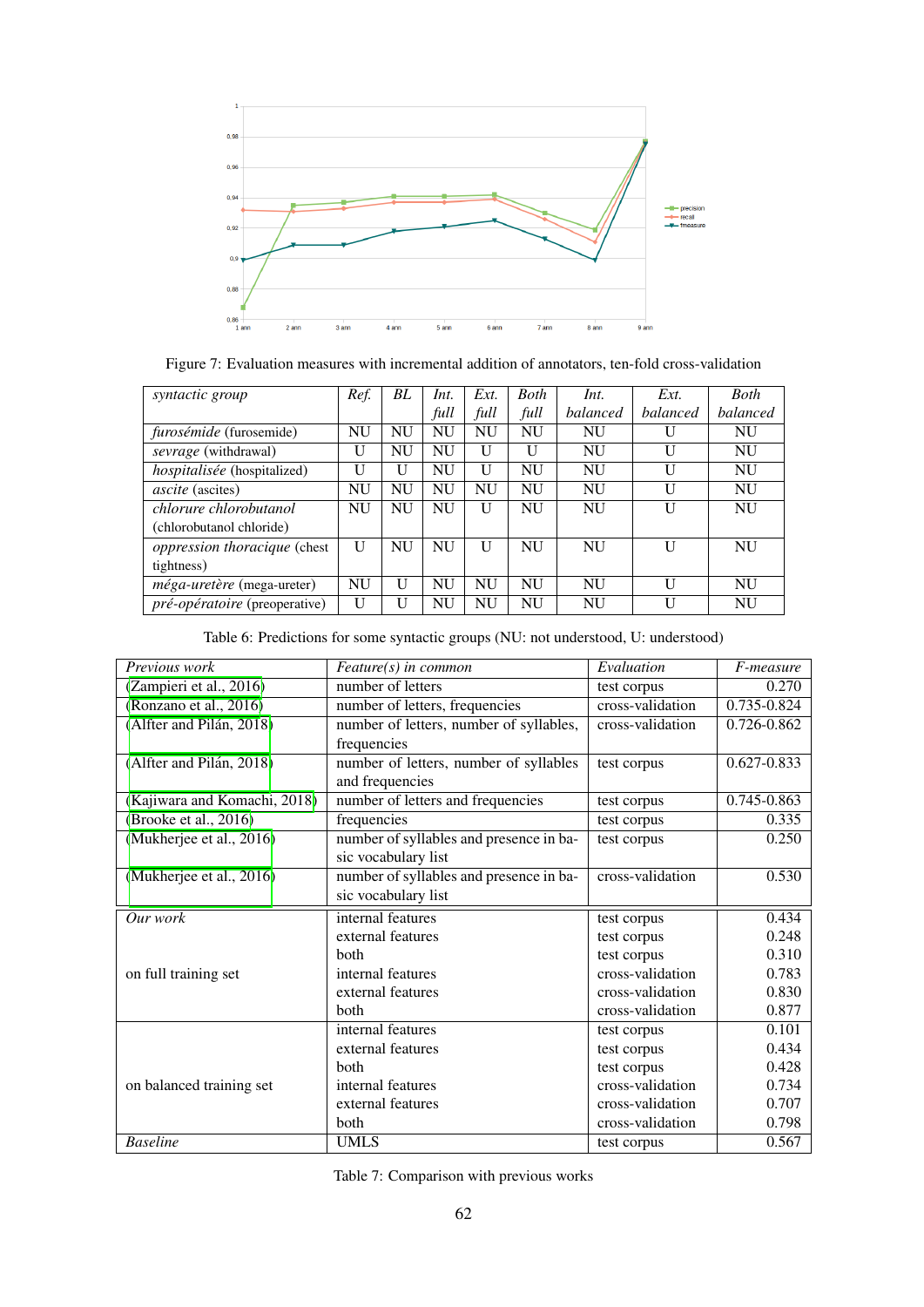Figure 7: Evaluation measures with incremental addition of annotators, ten-fold cross-validation

| *syntactic group* | *Ref.* | *BL* | *Int. full* | *Ext. full* | *Both full* | *Int. balanced* | *Ext. balanced* | *Both balanced* |
|---|---|---|---|---|---|---|---|---|
| *furosémide* (furosemide) | NU | NU | NU | NU | NU | NU | U | NU |
| *sevrage* (withdrawal) | U | NU | NU | U | U | NU | U | NU |
| *hospitalisée* (hospitalized) | U | U | NU | U | NU | NU | U | NU |
| *ascite* (ascites) | NU | NU | NU | NU | NU | NU | U | NU |
| *chlorure chlorobutanol* (chlorobutanol chloride) | NU | NU | NU | U | NU | NU | U | NU |
| *oppression thoracique* (chest tightness) | U | NU | NU | U | NU | NU | U | NU |
| *méga-uretère* (mega-ureter) | NU | U | NU | NU | NU | NU | U | NU |
| *pré-opératoire* (preoperative) | U | U | NU | NU | NU | NU | U | NU |

Table 6: Predictions for some syntactic groups (NU: not understood, U: understood)

| *Previous work* | *Feature(s) in common* | *Evaluation* | *F-measure* |
|---|---|---|---|
| (Zampieri et al., 2016) | number of letters | test corpus | 0.270 |
| (Ronzano et al., 2016) | number of letters, frequencies | cross-validation | 0.735-0.824 |
| (Alfter and Pilán, 2018) | number of letters, number of syllables, frequencies | cross-validation | 0.726-0.862 |
| (Alfter and Pilán, 2018) | number of letters, number of syllables and frequencies | test corpus | 0.627-0.833 |
| (Kajiwara and Komachi, 2018) | number of letters and frequencies | test corpus | 0.745-0.863 |
| (Brooke et al., 2016) | frequencies | test corpus | 0.335 |
| (Mukherjee et al., 2016) | number of syllables and presence in basic vocabulary list | test corpus | 0.250 |
| (Mukherjee et al., 2016) | number of syllables and presence in basic vocabulary list | cross-validation | 0.530 |
| *Our work* | internal features | test corpus | 0.434 |
| | external features | test corpus | 0.248 |
| | both | test corpus | 0.310 |
| on full training set | internal features | cross-validation | 0.783 |
| | external features | cross-validation | 0.830 |
| | both | cross-validation | 0.877 |
| | internal features | test corpus | 0.101 |
| | external features | test corpus | 0.434 |
| | both | test corpus | 0.428 |
| on balanced training set | internal features | cross-validation | 0.734 |
| | external features | cross-validation | 0.707 |
| | both | cross-validation | 0.798 |
| *Baseline* | UMLS | test corpus | 0.567 |

Table 7: Comparison with previous works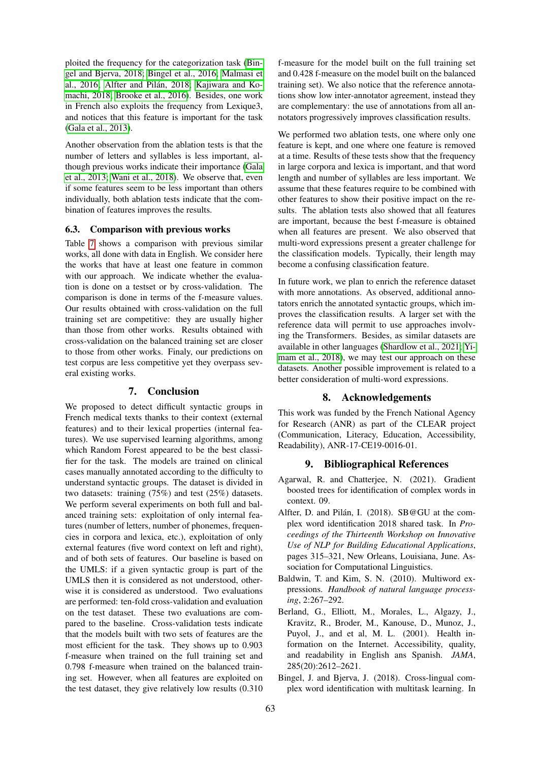ploited the frequency for the categorization task (Bingel and Bjerva, 2018; Bingel et al., 2016; Malmasi et al., 2016; Alfter and Pilán, 2018; Kajiwara and Komachi, 2018; Brooke et al., 2016). Besides, one work in French also exploits the frequency from Lexique3, and notices that this feature is important for the task (Gala et al., 2013).

Another observation from the ablation tests is that the number of letters and syllables is less important, although previous works indicate their importance (Gala et al., 2013; Wani et al., 2018). We observe that, even if some features seem to be less important than others individually, both ablation tests indicate that the combination of features improves the results.

### 6.3. Comparison with previous works

Table 7 shows a comparison with previous similar works, all done with data in English. We consider here the works that have at least one feature in common with our approach. We indicate whether the evaluation is done on a testset or by cross-validation. The comparison is done in terms of the f-measure values. Our results obtained with cross-validation on the full training set are competitive: they are usually higher than those from other works. Results obtained with cross-validation on the balanced training set are closer to those from other works. Finaly, our predictions on test corpus are less competitive yet they overpass several existing works.

## 7. Conclusion

We proposed to detect difficult syntactic groups in French medical texts thanks to their context (external features) and to their lexical properties (internal features). We use supervised learning algorithms, among which Random Forest appeared to be the best classifier for the task. The models are trained on clinical cases manually annotated according to the difficulty to understand syntactic groups. The dataset is divided in two datasets: training (75%) and test (25%) datasets. We perform several experiments on both full and balanced training sets: exploitation of only internal features (number of letters, number of phonemes, frequencies in corpora and lexica, etc.), exploitation of only external features (five word context on left and right), and of both sets of features. Our baseline is based on the UMLS: if a given syntactic group is part of the UMLS then it is considered as not understood, otherwise it is considered as understood. Two evaluations are performed: ten-fold cross-validation and evaluation on the test dataset. These two evaluations are compared to the baseline. Cross-validation tests indicate that the models built with two sets of features are the most efficient for the task. They shows up to 0.903 f-measure when trained on the full training set and 0.798 f-measure when trained on the balanced training set. However, when all features are exploited on the test dataset, they give relatively low results (0.310 f-measure for the model built on the full training set and 0.428 f-measure on the model built on the balanced training set). We also notice that the reference annotations show low inter-annotator agreement, instead they are complementary: the use of annotations from all annotators progressively improves classification results.

We performed two ablation tests, one where only one feature is kept, and one where one feature is removed at a time. Results of these tests show that the frequency in large corpora and lexica is important, and that word length and number of syllables are less important. We assume that these features require to be combined with other features to show their positive impact on the results. The ablation tests also showed that all features are important, because the best f-measure is obtained when all features are present. We also observed that multi-word expressions present a greater challenge for the classification models. Typically, their length may become a confusing classification feature.

In future work, we plan to enrich the reference dataset with more annotations. As observed, additional annotators enrich the annotated syntactic groups, which improves the classification results. A larger set with the reference data will permit to use approaches involving the Transformers. Besides, as similar datasets are available in other languages (Shardlow et al., 2021; Yimam et al., 2018), we may test our approach on these datasets. Another possible improvement is related to a better consideration of multi-word expressions.

## 8. Acknowledgements

This work was funded by the French National Agency for Research (ANR) as part of the CLEAR project (Communication, Literacy, Education, Accessibility, Readability), ANR-17-CE19-0016-01.

## 9. Bibliographical References

Agarwal, R. and Chatterjee, N. (2021). Gradient boosted trees for identification of complex words in context. 09.

Alfter, D. and Pilán, I. (2018). SB@GU at the complex word identification 2018 shared task. In *Proceedings of the Thirteenth Workshop on Innovative Use of NLP for Building Educational Applications*, pages 315–321, New Orleans, Louisiana, June. Association for Computational Linguistics.

Baldwin, T. and Kim, S. N. (2010). Multiword expressions. *Handbook of natural language processing*, 2:267–292.

Berland, G., Elliott, M., Morales, L., Algazy, J., Kravitz, R., Broder, M., Kanouse, D., Munoz, J., Puyol, J., and et al, M. L. (2001). Health information on the Internet. Accessibility, quality, and readability in English ans Spanish. *JAMA*, 285(20):2612–2621.

Bingel, J. and Bjerva, J. (2018). Cross-lingual complex word identification with multitask learning. In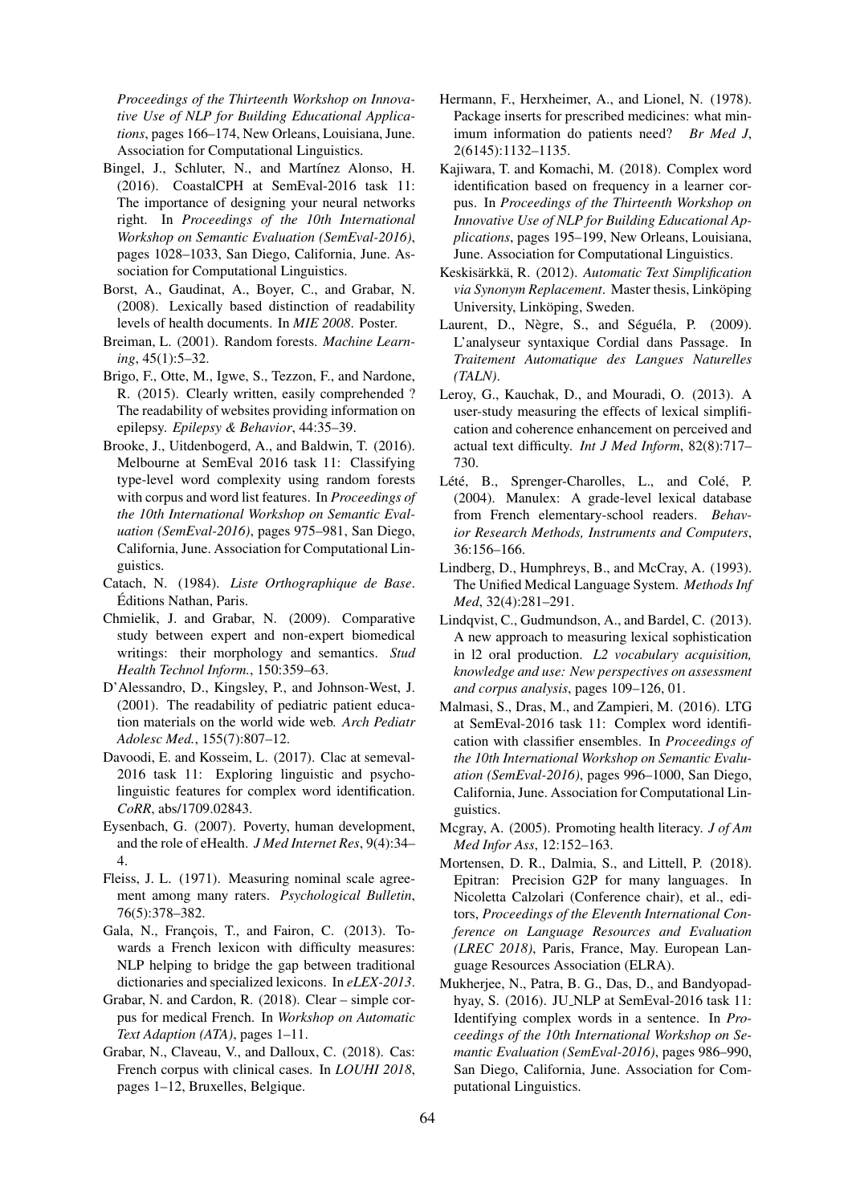*Proceedings of the Thirteenth Workshop on Innovative Use of NLP for Building Educational Applications*, pages 166–174, New Orleans, Louisiana, June. Association for Computational Linguistics.

Bingel, J., Schluter, N., and Martínez Alonso, H. (2016). CoastalCPH at SemEval-2016 task 11: The importance of designing your neural networks right. In *Proceedings of the 10th International Workshop on Semantic Evaluation (SemEval-2016)*, pages 1028–1033, San Diego, California, June. Association for Computational Linguistics.

Borst, A., Gaudinat, A., Boyer, C., and Grabar, N. (2008). Lexically based distinction of readability levels of health documents. In *MIE 2008*. Poster.

Breiman, L. (2001). Random forests. *Machine Learning*, 45(1):5–32.

Brigo, F., Otte, M., Igwe, S., Tezzon, F., and Nardone, R. (2015). Clearly written, easily comprehended ? The readability of websites providing information on epilepsy. *Epilepsy & Behavior*, 44:35–39.

Brooke, J., Uitdenbogerd, A., and Baldwin, T. (2016). Melbourne at SemEval 2016 task 11: Classifying type-level word complexity using random forests with corpus and word list features. In *Proceedings of the 10th International Workshop on Semantic Evaluation (SemEval-2016)*, pages 975–981, San Diego, California, June. Association for Computational Linguistics.

Catach, N. (1984). *Liste Orthographique de Base*. Éditions Nathan, Paris.

Chmielik, J. and Grabar, N. (2009). Comparative study between expert and non-expert biomedical writings: their morphology and semantics. *Stud Health Technol Inform.*, 150:359–63.

D'Alessandro, D., Kingsley, P., and Johnson-West, J. (2001). The readability of pediatric patient education materials on the world wide web. *Arch Pediatr Adolesc Med.*, 155(7):807–12.

Davoodi, E. and Kosseim, L. (2017). Clac at semeval-2016 task 11: Exploring linguistic and psycholinguistic features for complex word identification. *CoRR*, abs/1709.02843.

Eysenbach, G. (2007). Poverty, human development, and the role of eHealth. *J Med Internet Res*, 9(4):34–4.

Fleiss, J. L. (1971). Measuring nominal scale agreement among many raters. *Psychological Bulletin*, 76(5):378–382.

Gala, N., François, T., and Fairon, C. (2013). Towards a French lexicon with difficulty measures: NLP helping to bridge the gap between traditional dictionaries and specialized lexicons. In *eLEX-2013*.

Grabar, N. and Cardon, R. (2018). Clear – simple corpus for medical French. In *Workshop on Automatic Text Adaption (ATA)*, pages 1–11.

Grabar, N., Claveau, V., and Dalloux, C. (2018). Cas: French corpus with clinical cases. In *LOUHI 2018*, pages 1–12, Bruxelles, Belgique.

Hermann, F., Herxheimer, A., and Lionel, N. (1978). Package inserts for prescribed medicines: what minimum information do patients need? *Br Med J*, 2(6145):1132–1135.

Kajiwara, T. and Komachi, M. (2018). Complex word identification based on frequency in a learner corpus. In *Proceedings of the Thirteenth Workshop on Innovative Use of NLP for Building Educational Applications*, pages 195–199, New Orleans, Louisiana, June. Association for Computational Linguistics.

Keskisärkkä, R. (2012). *Automatic Text Simplification via Synonym Replacement*. Master thesis, Linköping University, Linköping, Sweden.

Laurent, D., Nègre, S., and Séguéla, P. (2009). L'analyseur syntaxique Cordial dans Passage. In *Traitement Automatique des Langues Naturelles (TALN)*.

Leroy, G., Kauchak, D., and Mouradi, O. (2013). A user-study measuring the effects of lexical simplification and coherence enhancement on perceived and actual text difficulty. *Int J Med Inform*, 82(8):717–730.

Lété, B., Sprenger-Charolles, L., and Colé, P. (2004). Manulex: A grade-level lexical database from French elementary-school readers. *Behavior Research Methods, Instruments and Computers*, 36:156–166.

Lindberg, D., Humphreys, B., and McCray, A. (1993). The Unified Medical Language System. *Methods Inf Med*, 32(4):281–291.

Lindqvist, C., Gudmundson, A., and Bardel, C. (2013). A new approach to measuring lexical sophistication in l2 oral production. *L2 vocabulary acquisition, knowledge and use: New perspectives on assessment and corpus analysis*, pages 109–126, 01.

Malmasi, S., Dras, M., and Zampieri, M. (2016). LTG at SemEval-2016 task 11: Complex word identification with classifier ensembles. In *Proceedings of the 10th International Workshop on Semantic Evaluation (SemEval-2016)*, pages 996–1000, San Diego, California, June. Association for Computational Linguistics.

Mcgray, A. (2005). Promoting health literacy. *J of Am Med Infor Ass*, 12:152–163.

Mortensen, D. R., Dalmia, S., and Littell, P. (2018). Epitran: Precision G2P for many languages. In Nicoletta Calzolari (Conference chair), et al., editors, *Proceedings of the Eleventh International Conference on Language Resources and Evaluation (LREC 2018)*, Paris, France, May. European Language Resources Association (ELRA).

Mukherjee, N., Patra, B. G., Das, D., and Bandyopadhyay, S. (2016). JU_NLP at SemEval-2016 task 11: Identifying complex words in a sentence. In *Proceedings of the 10th International Workshop on Semantic Evaluation (SemEval-2016)*, pages 986–990, San Diego, California, June. Association for Computational Linguistics.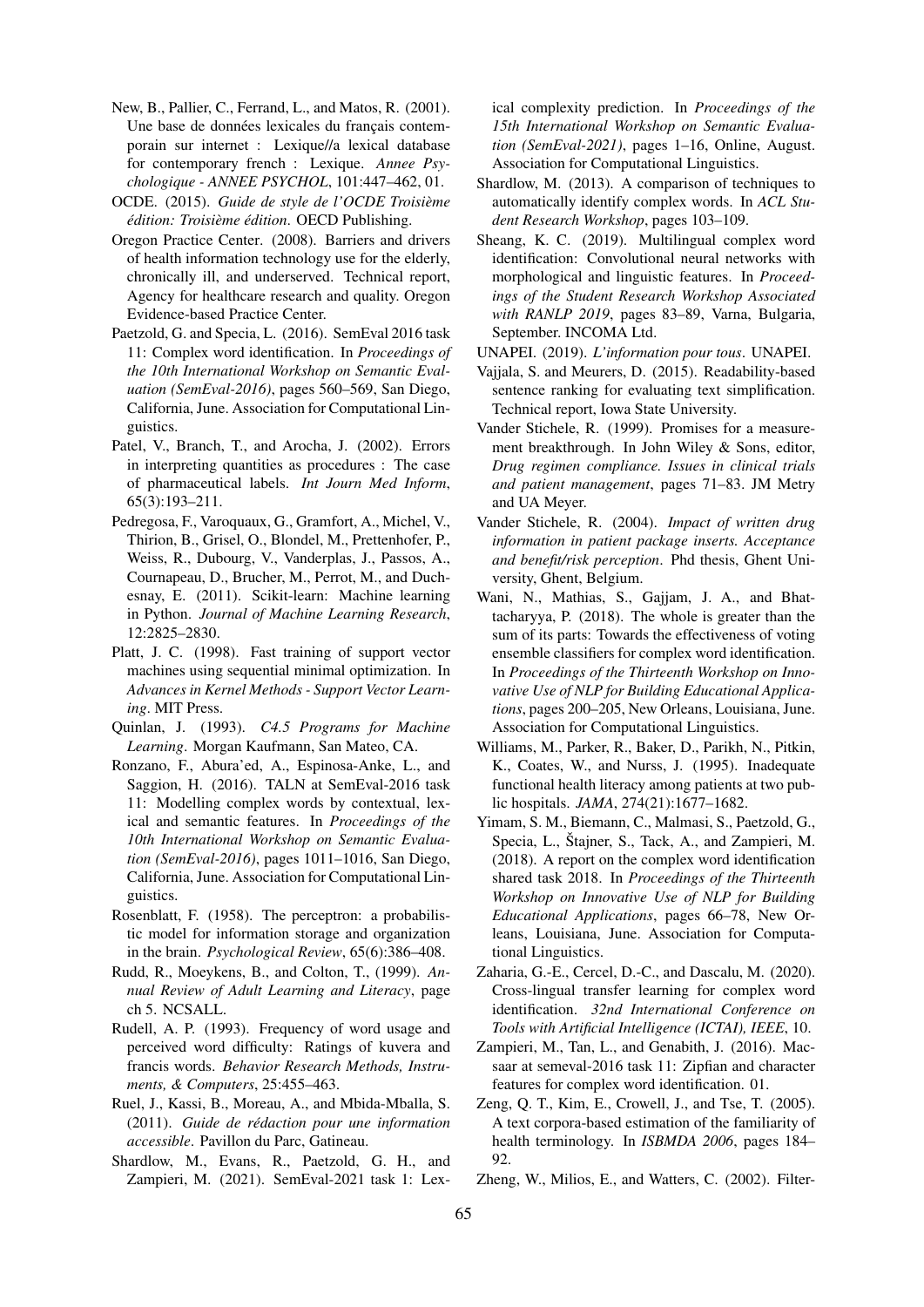New, B., Pallier, C., Ferrand, L., and Matos, R. (2001). Une base de données lexicales du français contemporain sur internet : Lexique//a lexical database for contemporary french : Lexique. *Annee Psychologique - ANNEE PSYCHOL*, 101:447–462, 01.

OCDE. (2015). *Guide de style de l'OCDE Troisième édition: Troisième édition*. OECD Publishing.

Oregon Practice Center. (2008). Barriers and drivers of health information technology use for the elderly, chronically ill, and underserved. Technical report, Agency for healthcare research and quality. Oregon Evidence-based Practice Center.

Paetzold, G. and Specia, L. (2016). SemEval 2016 task 11: Complex word identification. In *Proceedings of the 10th International Workshop on Semantic Evaluation (SemEval-2016)*, pages 560–569, San Diego, California, June. Association for Computational Linguistics.

Patel, V., Branch, T., and Arocha, J. (2002). Errors in interpreting quantities as procedures : The case of pharmaceutical labels. *Int Journ Med Inform*, 65(3):193–211.

Pedregosa, F., Varoquaux, G., Gramfort, A., Michel, V., Thirion, B., Grisel, O., Blondel, M., Prettenhofer, P., Weiss, R., Dubourg, V., Vanderplas, J., Passos, A., Cournapeau, D., Brucher, M., Perrot, M., and Duchesnay, E. (2011). Scikit-learn: Machine learning in Python. *Journal of Machine Learning Research*, 12:2825–2830.

Platt, J. C. (1998). Fast training of support vector machines using sequential minimal optimization. In *Advances in Kernel Methods - Support Vector Learning*. MIT Press.

Quinlan, J. (1993). *C4.5 Programs for Machine Learning*. Morgan Kaufmann, San Mateo, CA.

Ronzano, F., Abura'ed, A., Espinosa-Anke, L., and Saggion, H. (2016). TALN at SemEval-2016 task 11: Modelling complex words by contextual, lexical and semantic features. In *Proceedings of the 10th International Workshop on Semantic Evaluation (SemEval-2016)*, pages 1011–1016, San Diego, California, June. Association for Computational Linguistics.

Rosenblatt, F. (1958). The perceptron: a probabilistic model for information storage and organization in the brain. *Psychological Review*, 65(6):386–408.

Rudd, R., Moeykens, B., and Colton, T., (1999). *Annual Review of Adult Learning and Literacy*, page ch 5. NCSALL.

Rudell, A. P. (1993). Frequency of word usage and perceived word difficulty: Ratings of kuvera and francis words. *Behavior Research Methods, Instruments, & Computers*, 25:455–463.

Ruel, J., Kassi, B., Moreau, A., and Mbida-Mballa, S. (2011). *Guide de rédaction pour une information accessible*. Pavillon du Parc, Gatineau.

Shardlow, M., Evans, R., Paetzold, G. H., and Zampieri, M. (2021). SemEval-2021 task 1: Lexical complexity prediction. In *Proceedings of the 15th International Workshop on Semantic Evaluation (SemEval-2021)*, pages 1–16, Online, August. Association for Computational Linguistics.

Shardlow, M. (2013). A comparison of techniques to automatically identify complex words. In *ACL Student Research Workshop*, pages 103–109.

Sheang, K. C. (2019). Multilingual complex word identification: Convolutional neural networks with morphological and linguistic features. In *Proceedings of the Student Research Workshop Associated with RANLP 2019*, pages 83–89, Varna, Bulgaria, September. INCOMA Ltd.

UNAPEI. (2019). *L'information pour tous*. UNAPEI.

Vajjala, S. and Meurers, D. (2015). Readability-based sentence ranking for evaluating text simplification. Technical report, Iowa State University.

Vander Stichele, R. (1999). Promises for a measurement breakthrough. In John Wiley & Sons, editor, *Drug regimen compliance. Issues in clinical trials and patient management*, pages 71–83. JM Metry and UA Meyer.

Vander Stichele, R. (2004). *Impact of written drug information in patient package inserts. Acceptance and benefit/risk perception*. Phd thesis, Ghent University, Ghent, Belgium.

Wani, N., Mathias, S., Gajjam, J. A., and Bhattacharyya, P. (2018). The whole is greater than the sum of its parts: Towards the effectiveness of voting ensemble classifiers for complex word identification. In *Proceedings of the Thirteenth Workshop on Innovative Use of NLP for Building Educational Applications*, pages 200–205, New Orleans, Louisiana, June. Association for Computational Linguistics.

Williams, M., Parker, R., Baker, D., Parikh, N., Pitkin, K., Coates, W., and Nurss, J. (1995). Inadequate functional health literacy among patients at two public hospitals. *JAMA*, 274(21):1677–1682.

Yimam, S. M., Biemann, C., Malmasi, S., Paetzold, G., Specia, L., Štajner, S., Tack, A., and Zampieri, M. (2018). A report on the complex word identification shared task 2018. In *Proceedings of the Thirteenth Workshop on Innovative Use of NLP for Building Educational Applications*, pages 66–78, New Orleans, Louisiana, June. Association for Computational Linguistics.

Zaharia, G.-E., Cercel, D.-C., and Dascalu, M. (2020). Cross-lingual transfer learning for complex word identification. *32nd International Conference on Tools with Artificial Intelligence (ICTAI), IEEE*, 10.

Zampieri, M., Tan, L., and Genabith, J. (2016). Macsaar at semeval-2016 task 11: Zipfian and character features for complex word identification. 01.

Zeng, Q. T., Kim, E., Crowell, J., and Tse, T. (2005). A text corpora-based estimation of the familiarity of health terminology. In *ISBMDA 2006*, pages 184–92.

Zheng, W., Milios, E., and Watters, C. (2002). Filter-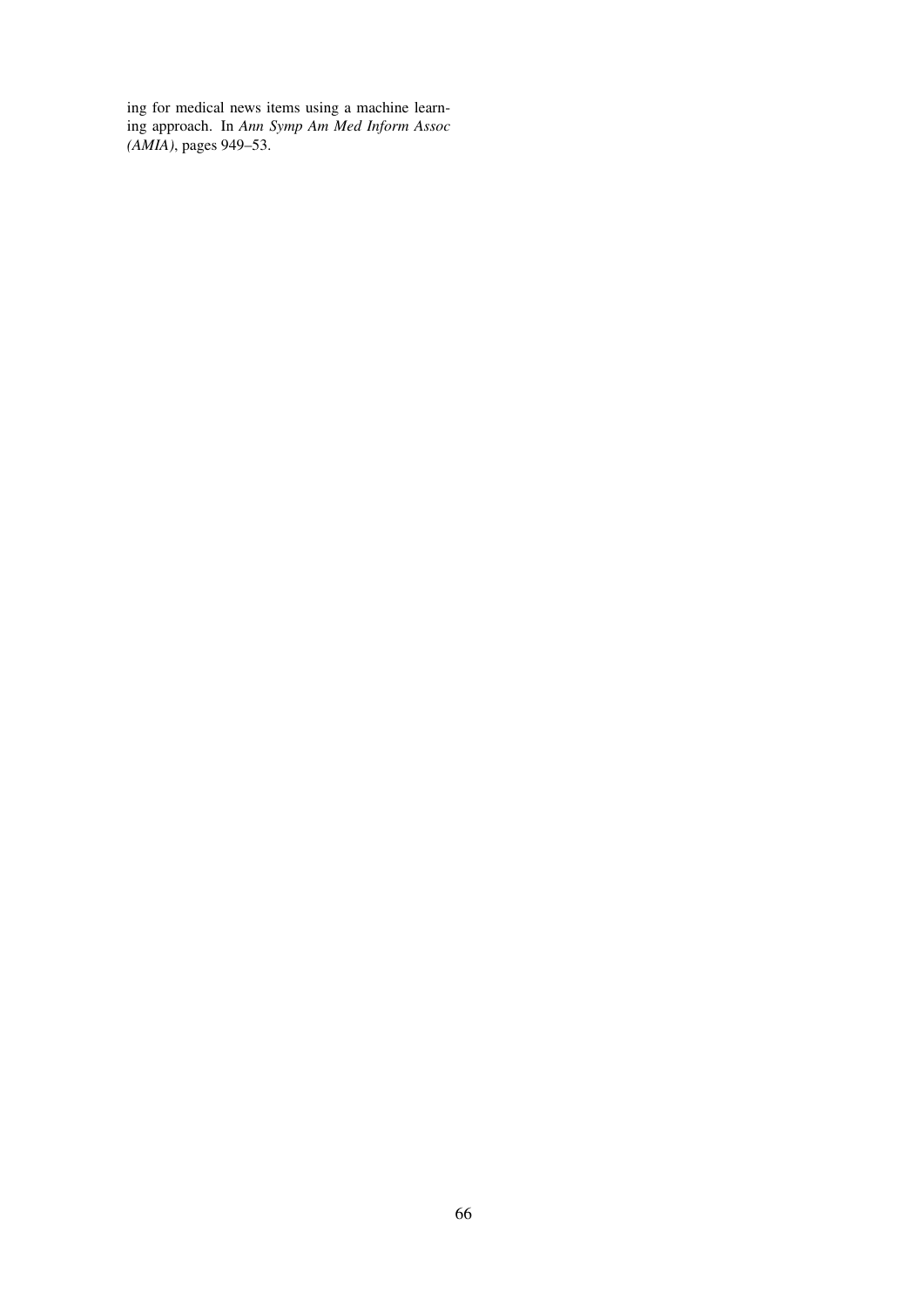ing for medical news items using a machine learning approach. In *Ann Symp Am Med Inform Assoc (AMIA)*, pages 949–53.